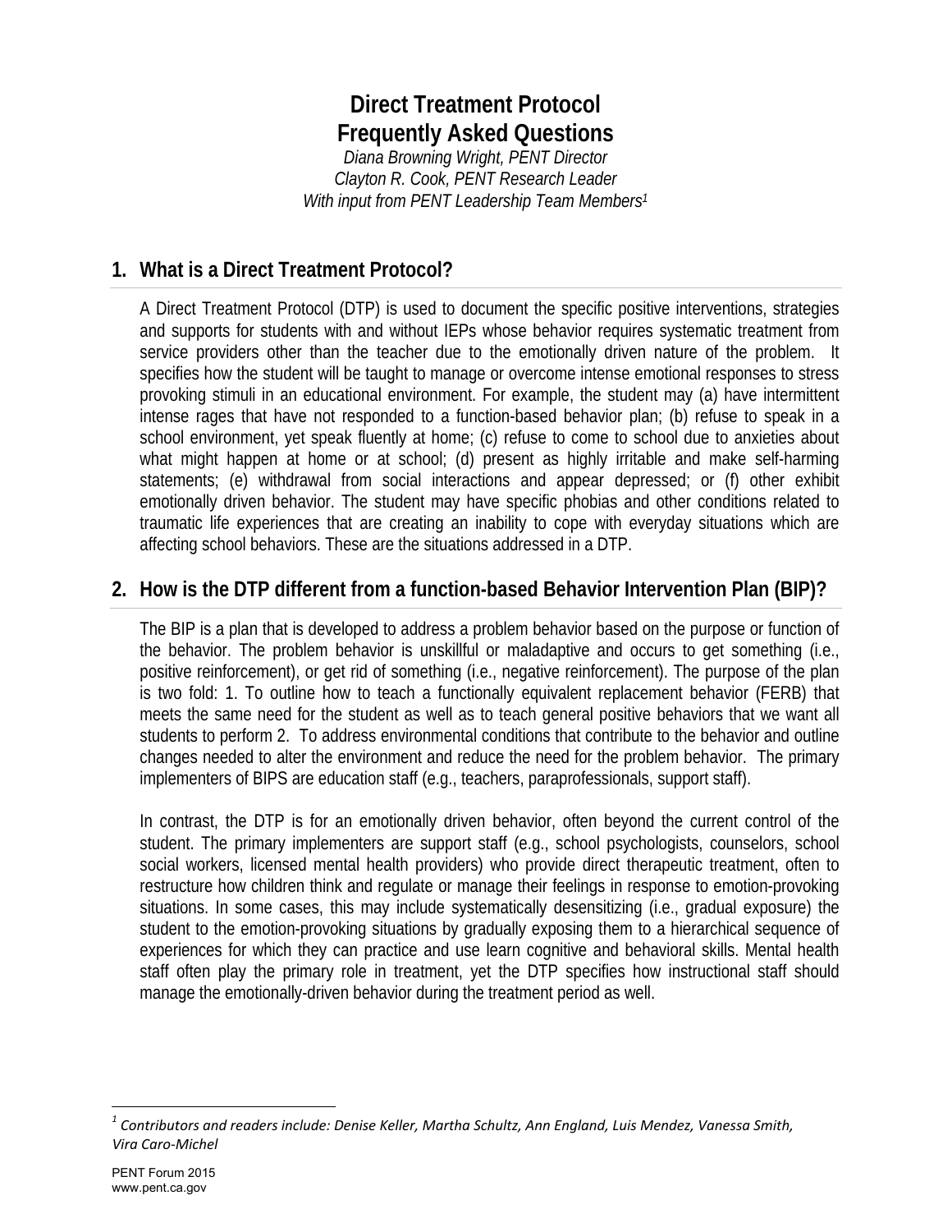# Direct Treatment Protocol Frequently Asked Questions

*Diana Browning Wright, PENT Director*
*Clayton R. Cook, PENT Research Leader*
*With input from PENT Leadership Team Members[1]*

## 1. What is a Direct Treatment Protocol?

A Direct Treatment Protocol (DTP) is used to document the specific positive interventions, strategies and supports for students with and without IEPs whose behavior requires systematic treatment from service providers other than the teacher due to the emotionally driven nature of the problem. It specifies how the student will be taught to manage or overcome intense emotional responses to stress provoking stimuli in an educational environment. For example, the student may (a) have intermittent intense rages that have not responded to a function-based behavior plan; (b) refuse to speak in a school environment, yet speak fluently at home; (c) refuse to come to school due to anxieties about what might happen at home or at school; (d) present as highly irritable and make self-harming statements; (e) withdrawal from social interactions and appear depressed; or (f) other exhibit emotionally driven behavior. The student may have specific phobias and other conditions related to traumatic life experiences that are creating an inability to cope with everyday situations which are affecting school behaviors. These are the situations addressed in a DTP.

## 2. How is the DTP different from a function-based Behavior Intervention Plan (BIP)?

The BIP is a plan that is developed to address a problem behavior based on the purpose or function of the behavior. The problem behavior is unskillful or maladaptive and occurs to get something (i.e., positive reinforcement), or get rid of something (i.e., negative reinforcement). The purpose of the plan is two fold: 1. To outline how to teach a functionally equivalent replacement behavior (FERB) that meets the same need for the student as well as to teach general positive behaviors that we want all students to perform 2. To address environmental conditions that contribute to the behavior and outline changes needed to alter the environment and reduce the need for the problem behavior. The primary implementers of BIPS are education staff (e.g., teachers, paraprofessionals, support staff).

In contrast, the DTP is for an emotionally driven behavior, often beyond the current control of the student. The primary implementers are support staff (e.g., school psychologists, counselors, school social workers, licensed mental health providers) who provide direct therapeutic treatment, often to restructure how children think and regulate or manage their feelings in response to emotion-provoking situations. In some cases, this may include systematically desensitizing (i.e., gradual exposure) the student to the emotion-provoking situations by gradually exposing them to a hierarchical sequence of experiences for which they can practice and use learn cognitive and behavioral skills. Mental health staff often play the primary role in treatment, yet the DTP specifies how instructional staff should manage the emotionally-driven behavior during the treatment period as well.

---

[1] *Contributors and readers include: Denise Keller, Martha Schultz, Ann England, Luis Mendez, Vanessa Smith, Vira Caro-Michel*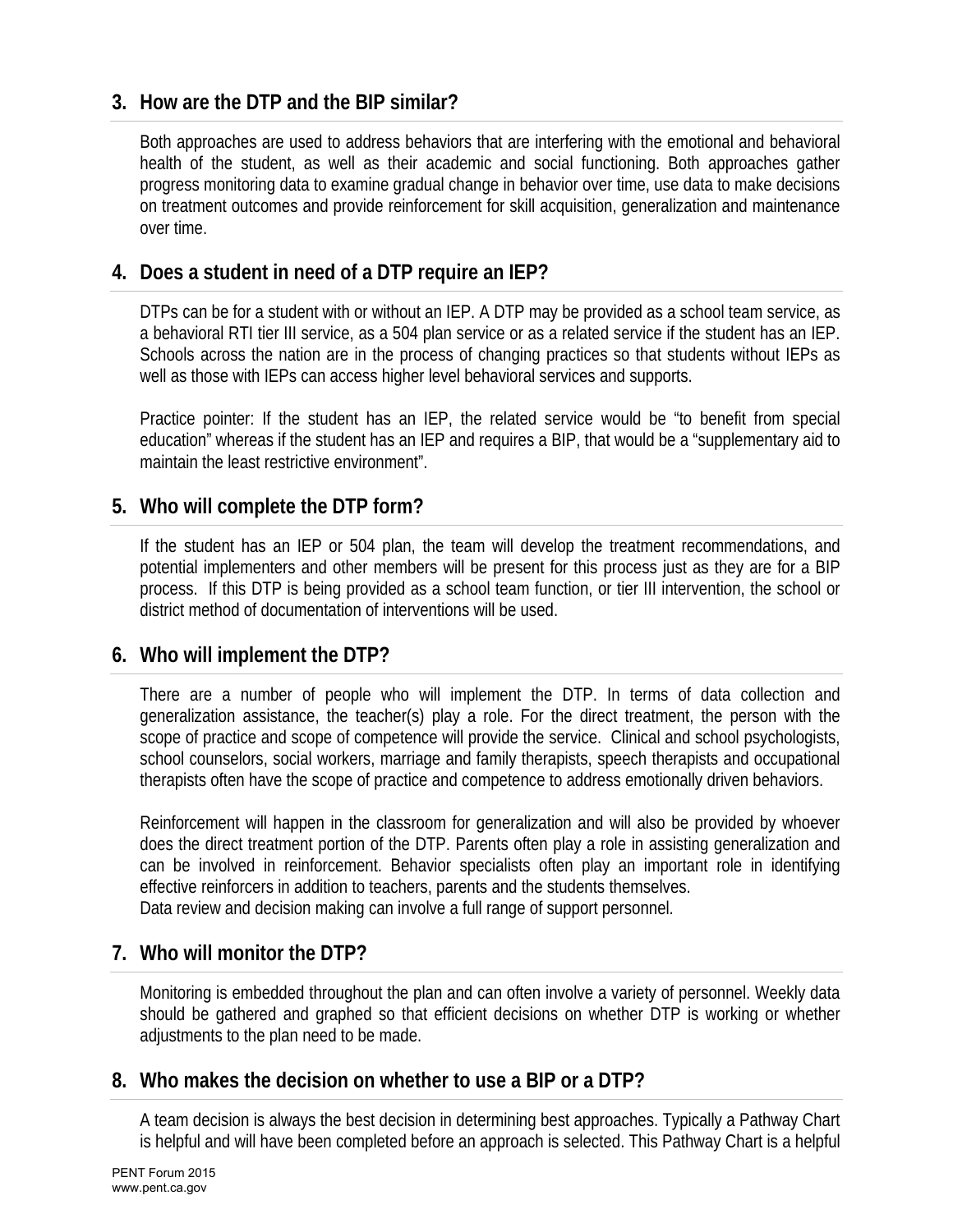## 3. How are the DTP and the BIP similar?

Both approaches are used to address behaviors that are interfering with the emotional and behavioral health of the student, as well as their academic and social functioning. Both approaches gather progress monitoring data to examine gradual change in behavior over time, use data to make decisions on treatment outcomes and provide reinforcement for skill acquisition, generalization and maintenance over time.

## 4. Does a student in need of a DTP require an IEP?

DTPs can be for a student with or without an IEP. A DTP may be provided as a school team service, as a behavioral RTI tier III service, as a 504 plan service or as a related service if the student has an IEP. Schools across the nation are in the process of changing practices so that students without IEPs as well as those with IEPs can access higher level behavioral services and supports.

Practice pointer: If the student has an IEP, the related service would be "to benefit from special education" whereas if the student has an IEP and requires a BIP, that would be a "supplementary aid to maintain the least restrictive environment".

## 5. Who will complete the DTP form?

If the student has an IEP or 504 plan, the team will develop the treatment recommendations, and potential implementers and other members will be present for this process just as they are for a BIP process. If this DTP is being provided as a school team function, or tier III intervention, the school or district method of documentation of interventions will be used.

## 6. Who will implement the DTP?

There are a number of people who will implement the DTP. In terms of data collection and generalization assistance, the teacher(s) play a role. For the direct treatment, the person with the scope of practice and scope of competence will provide the service. Clinical and school psychologists, school counselors, social workers, marriage and family therapists, speech therapists and occupational therapists often have the scope of practice and competence to address emotionally driven behaviors.

Reinforcement will happen in the classroom for generalization and will also be provided by whoever does the direct treatment portion of the DTP. Parents often play a role in assisting generalization and can be involved in reinforcement. Behavior specialists often play an important role in identifying effective reinforcers in addition to teachers, parents and the students themselves.
Data review and decision making can involve a full range of support personnel.

## 7. Who will monitor the DTP?

Monitoring is embedded throughout the plan and can often involve a variety of personnel. Weekly data should be gathered and graphed so that efficient decisions on whether DTP is working or whether adjustments to the plan need to be made.

## 8. Who makes the decision on whether to use a BIP or a DTP?

A team decision is always the best decision in determining best approaches. Typically a Pathway Chart is helpful and will have been completed before an approach is selected. This Pathway Chart is a helpful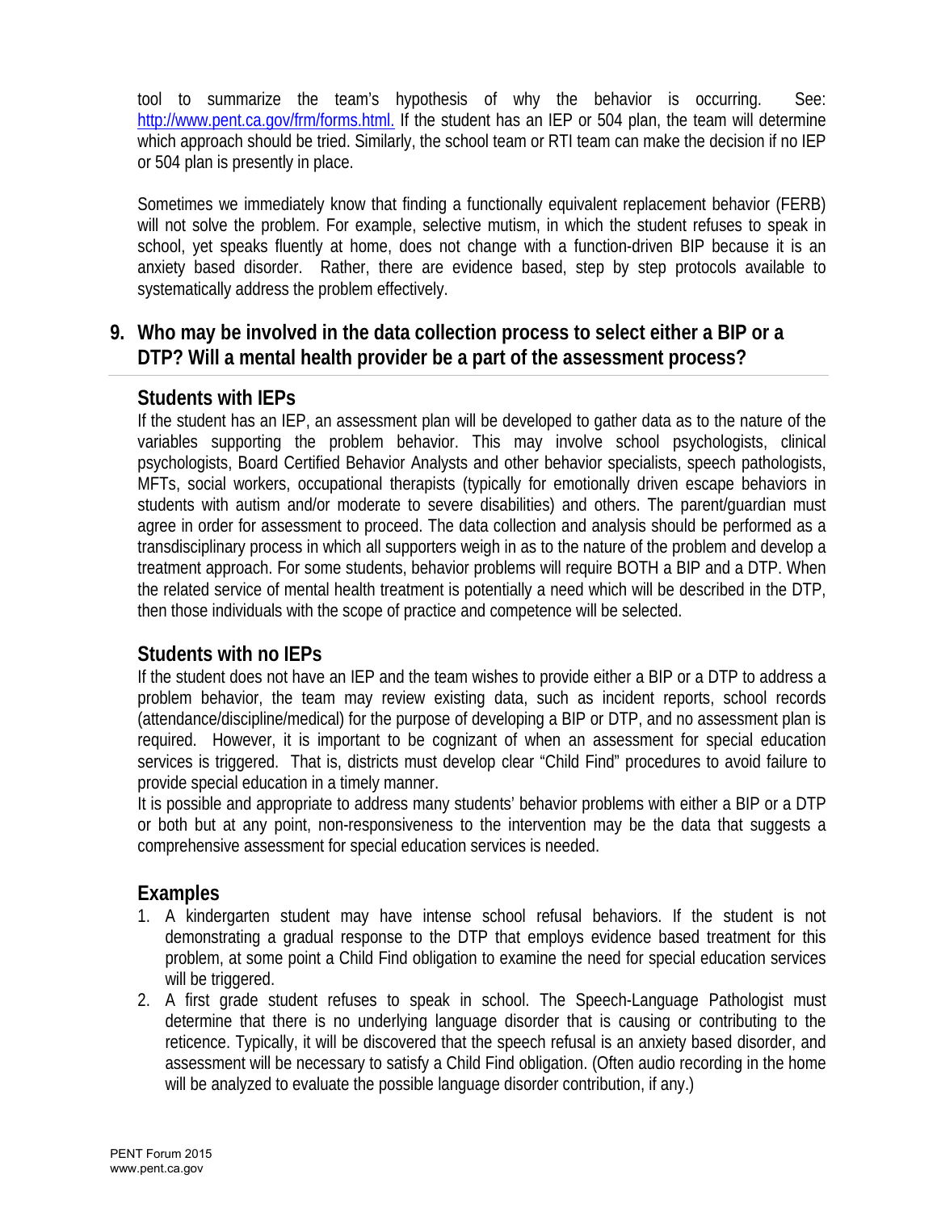tool to summarize the team's hypothesis of why the behavior is occurring. See: http://www.pent.ca.gov/frm/forms.html. If the student has an IEP or 504 plan, the team will determine which approach should be tried. Similarly, the school team or RTI team can make the decision if no IEP or 504 plan is presently in place.

Sometimes we immediately know that finding a functionally equivalent replacement behavior (FERB) will not solve the problem. For example, selective mutism, in which the student refuses to speak in school, yet speaks fluently at home, does not change with a function-driven BIP because it is an anxiety based disorder. Rather, there are evidence based, step by step protocols available to systematically address the problem effectively.

## 9. Who may be involved in the data collection process to select either a BIP or a DTP? Will a mental health provider be a part of the assessment process?

### Students with IEPs

If the student has an IEP, an assessment plan will be developed to gather data as to the nature of the variables supporting the problem behavior. This may involve school psychologists, clinical psychologists, Board Certified Behavior Analysts and other behavior specialists, speech pathologists, MFTs, social workers, occupational therapists (typically for emotionally driven escape behaviors in students with autism and/or moderate to severe disabilities) and others. The parent/guardian must agree in order for assessment to proceed. The data collection and analysis should be performed as a transdisciplinary process in which all supporters weigh in as to the nature of the problem and develop a treatment approach. For some students, behavior problems will require BOTH a BIP and a DTP. When the related service of mental health treatment is potentially a need which will be described in the DTP, then those individuals with the scope of practice and competence will be selected.

### Students with no IEPs

If the student does not have an IEP and the team wishes to provide either a BIP or a DTP to address a problem behavior, the team may review existing data, such as incident reports, school records (attendance/discipline/medical) for the purpose of developing a BIP or DTP, and no assessment plan is required. However, it is important to be cognizant of when an assessment for special education services is triggered. That is, districts must develop clear "Child Find" procedures to avoid failure to provide special education in a timely manner.

It is possible and appropriate to address many students' behavior problems with either a BIP or a DTP or both but at any point, non-responsiveness to the intervention may be the data that suggests a comprehensive assessment for special education services is needed.

### Examples

1. A kindergarten student may have intense school refusal behaviors. If the student is not demonstrating a gradual response to the DTP that employs evidence based treatment for this problem, at some point a Child Find obligation to examine the need for special education services will be triggered.
2. A first grade student refuses to speak in school. The Speech-Language Pathologist must determine that there is no underlying language disorder that is causing or contributing to the reticence. Typically, it will be discovered that the speech refusal is an anxiety based disorder, and assessment will be necessary to satisfy a Child Find obligation. (Often audio recording in the home will be analyzed to evaluate the possible language disorder contribution, if any.)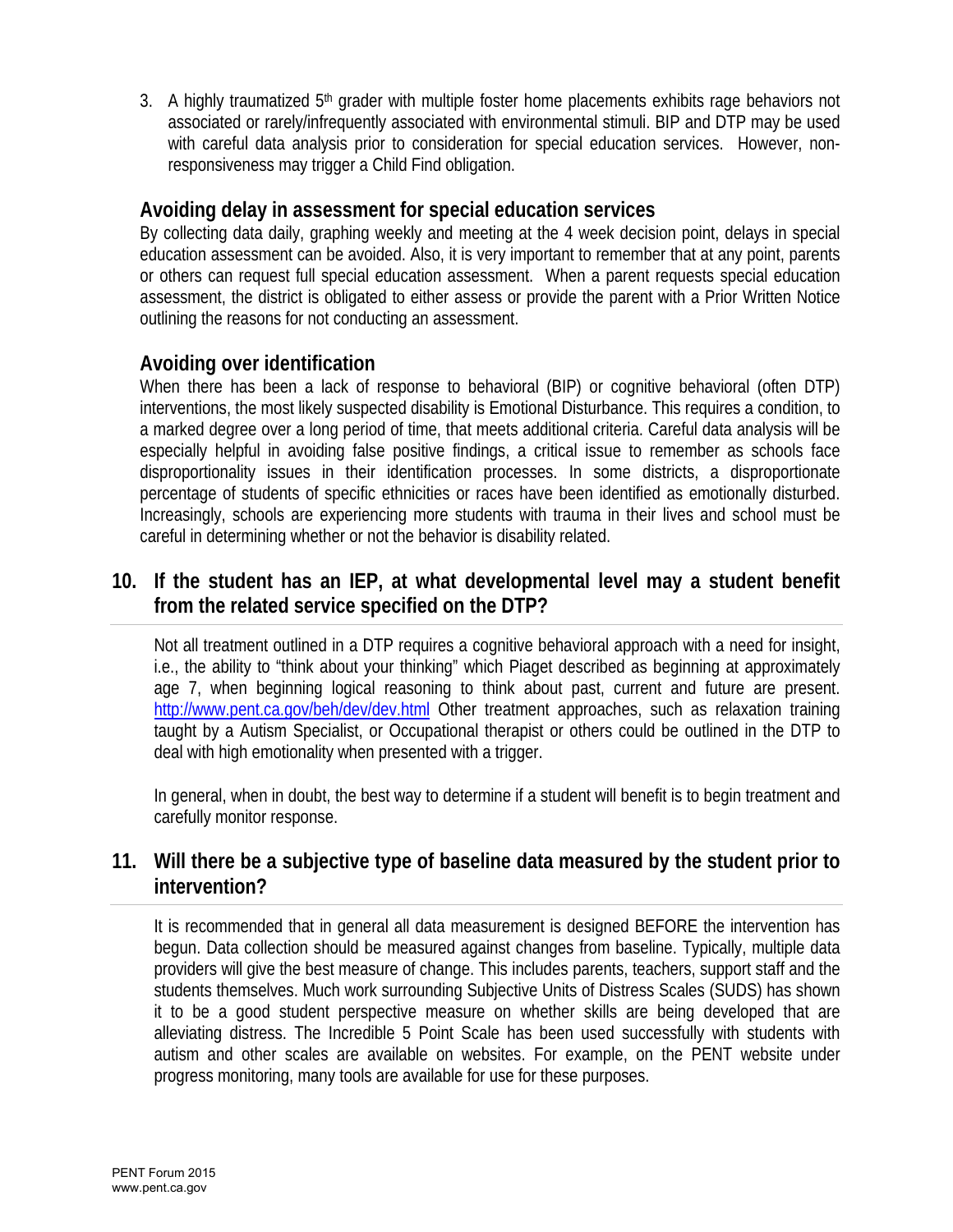3. A highly traumatized 5th grader with multiple foster home placements exhibits rage behaviors not associated or rarely/infrequently associated with environmental stimuli. BIP and DTP may be used with careful data analysis prior to consideration for special education services. However, non-responsiveness may trigger a Child Find obligation.

### Avoiding delay in assessment for special education services

By collecting data daily, graphing weekly and meeting at the 4 week decision point, delays in special education assessment can be avoided. Also, it is very important to remember that at any point, parents or others can request full special education assessment. When a parent requests special education assessment, the district is obligated to either assess or provide the parent with a Prior Written Notice outlining the reasons for not conducting an assessment.

### Avoiding over identification

When there has been a lack of response to behavioral (BIP) or cognitive behavioral (often DTP) interventions, the most likely suspected disability is Emotional Disturbance. This requires a condition, to a marked degree over a long period of time, that meets additional criteria. Careful data analysis will be especially helpful in avoiding false positive findings, a critical issue to remember as schools face disproportionality issues in their identification processes. In some districts, a disproportionate percentage of students of specific ethnicities or races have been identified as emotionally disturbed. Increasingly, schools are experiencing more students with trauma in their lives and school must be careful in determining whether or not the behavior is disability related.

## 10. If the student has an IEP, at what developmental level may a student benefit from the related service specified on the DTP?

Not all treatment outlined in a DTP requires a cognitive behavioral approach with a need for insight, i.e., the ability to "think about your thinking" which Piaget described as beginning at approximately age 7, when beginning logical reasoning to think about past, current and future are present. http://www.pent.ca.gov/beh/dev/dev.html Other treatment approaches, such as relaxation training taught by a Autism Specialist, or Occupational therapist or others could be outlined in the DTP to deal with high emotionality when presented with a trigger.

In general, when in doubt, the best way to determine if a student will benefit is to begin treatment and carefully monitor response.

## 11. Will there be a subjective type of baseline data measured by the student prior to intervention?

It is recommended that in general all data measurement is designed BEFORE the intervention has begun. Data collection should be measured against changes from baseline. Typically, multiple data providers will give the best measure of change. This includes parents, teachers, support staff and the students themselves. Much work surrounding Subjective Units of Distress Scales (SUDS) has shown it to be a good student perspective measure on whether skills are being developed that are alleviating distress. The Incredible 5 Point Scale has been used successfully with students with autism and other scales are available on websites. For example, on the PENT website under progress monitoring, many tools are available for use for these purposes.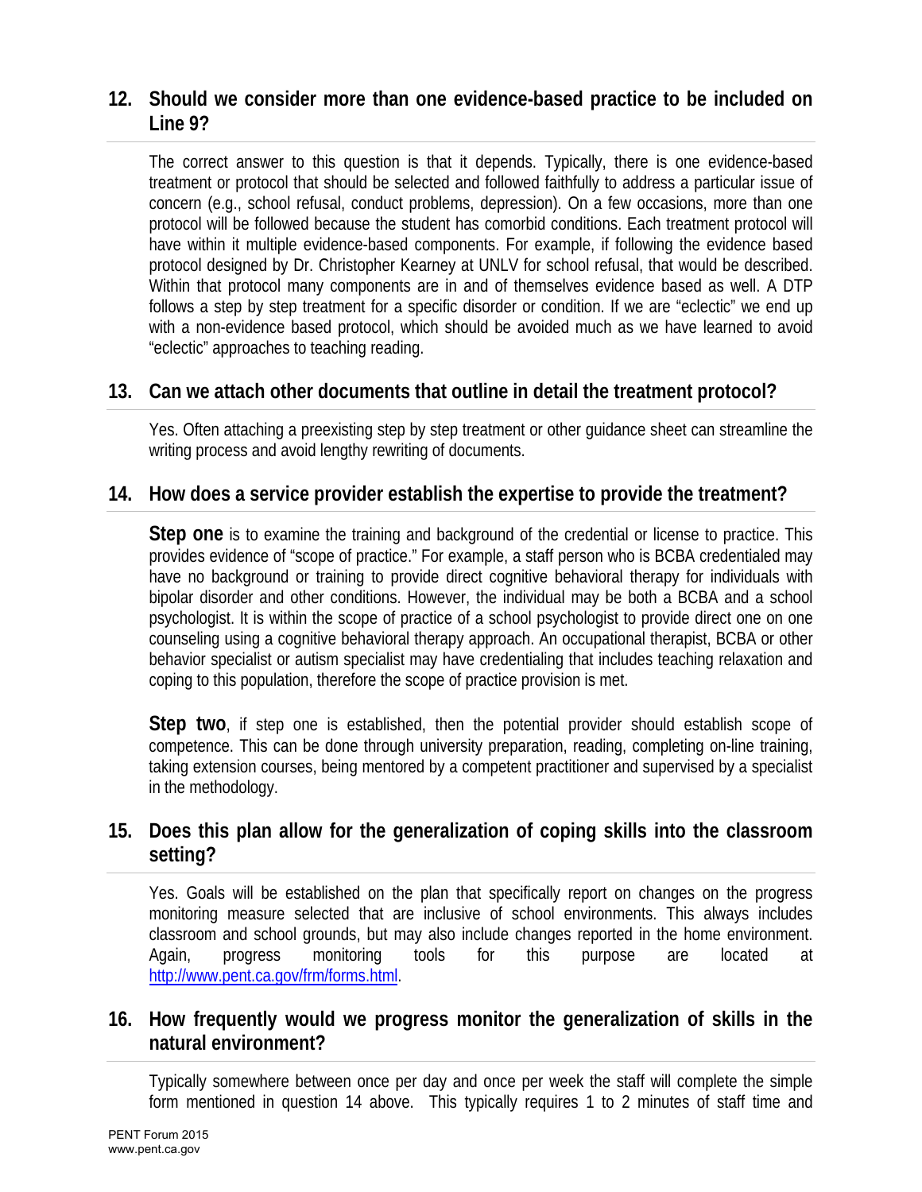## 12. Should we consider more than one evidence-based practice to be included on Line 9?

The correct answer to this question is that it depends. Typically, there is one evidence-based treatment or protocol that should be selected and followed faithfully to address a particular issue of concern (e.g., school refusal, conduct problems, depression). On a few occasions, more than one protocol will be followed because the student has comorbid conditions. Each treatment protocol will have within it multiple evidence-based components. For example, if following the evidence based protocol designed by Dr. Christopher Kearney at UNLV for school refusal, that would be described. Within that protocol many components are in and of themselves evidence based as well. A DTP follows a step by step treatment for a specific disorder or condition. If we are "eclectic" we end up with a non-evidence based protocol, which should be avoided much as we have learned to avoid "eclectic" approaches to teaching reading.

## 13. Can we attach other documents that outline in detail the treatment protocol?

Yes. Often attaching a preexisting step by step treatment or other guidance sheet can streamline the writing process and avoid lengthy rewriting of documents.

## 14. How does a service provider establish the expertise to provide the treatment?

**Step one** is to examine the training and background of the credential or license to practice. This provides evidence of "scope of practice." For example, a staff person who is BCBA credentialed may have no background or training to provide direct cognitive behavioral therapy for individuals with bipolar disorder and other conditions. However, the individual may be both a BCBA and a school psychologist. It is within the scope of practice of a school psychologist to provide direct one on one counseling using a cognitive behavioral therapy approach. An occupational therapist, BCBA or other behavior specialist or autism specialist may have credentialing that includes teaching relaxation and coping to this population, therefore the scope of practice provision is met.

**Step two**, if step one is established, then the potential provider should establish scope of competence. This can be done through university preparation, reading, completing on-line training, taking extension courses, being mentored by a competent practitioner and supervised by a specialist in the methodology.

## 15. Does this plan allow for the generalization of coping skills into the classroom setting?

Yes. Goals will be established on the plan that specifically report on changes on the progress monitoring measure selected that are inclusive of school environments. This always includes classroom and school grounds, but may also include changes reported in the home environment. Again, progress monitoring tools for this purpose are located at http://www.pent.ca.gov/frm/forms.html.

## 16. How frequently would we progress monitor the generalization of skills in the natural environment?

Typically somewhere between once per day and once per week the staff will complete the simple form mentioned in question 14 above. This typically requires 1 to 2 minutes of staff time and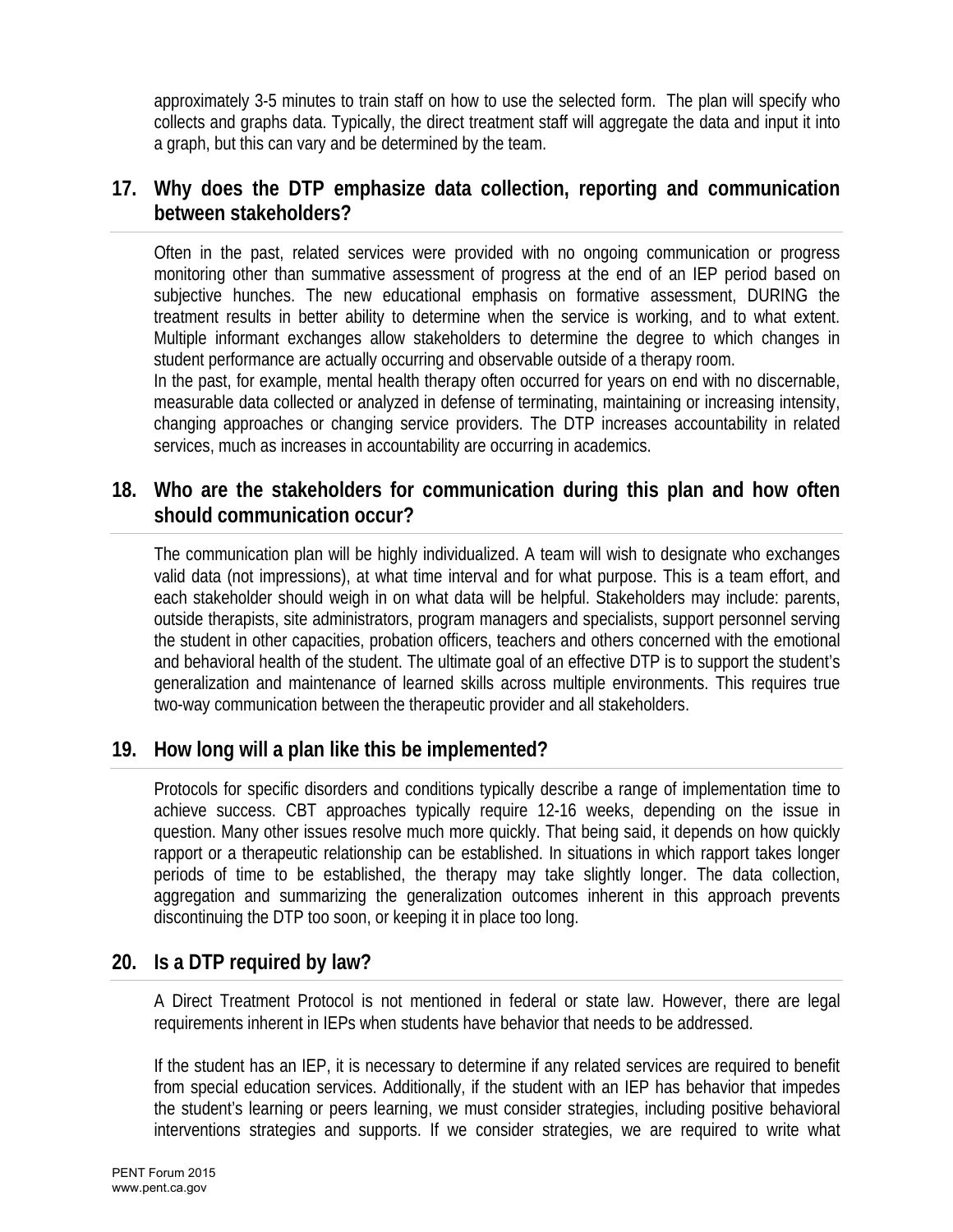approximately 3-5 minutes to train staff on how to use the selected form. The plan will specify who collects and graphs data. Typically, the direct treatment staff will aggregate the data and input it into a graph, but this can vary and be determined by the team.

## 17. Why does the DTP emphasize data collection, reporting and communication between stakeholders?

Often in the past, related services were provided with no ongoing communication or progress monitoring other than summative assessment of progress at the end of an IEP period based on subjective hunches. The new educational emphasis on formative assessment, DURING the treatment results in better ability to determine when the service is working, and to what extent. Multiple informant exchanges allow stakeholders to determine the degree to which changes in student performance are actually occurring and observable outside of a therapy room.
In the past, for example, mental health therapy often occurred for years on end with no discernable, measurable data collected or analyzed in defense of terminating, maintaining or increasing intensity, changing approaches or changing service providers. The DTP increases accountability in related services, much as increases in accountability are occurring in academics.

## 18. Who are the stakeholders for communication during this plan and how often should communication occur?

The communication plan will be highly individualized. A team will wish to designate who exchanges valid data (not impressions), at what time interval and for what purpose. This is a team effort, and each stakeholder should weigh in on what data will be helpful. Stakeholders may include: parents, outside therapists, site administrators, program managers and specialists, support personnel serving the student in other capacities, probation officers, teachers and others concerned with the emotional and behavioral health of the student. The ultimate goal of an effective DTP is to support the student's generalization and maintenance of learned skills across multiple environments. This requires true two-way communication between the therapeutic provider and all stakeholders.

## 19. How long will a plan like this be implemented?

Protocols for specific disorders and conditions typically describe a range of implementation time to achieve success. CBT approaches typically require 12-16 weeks, depending on the issue in question. Many other issues resolve much more quickly. That being said, it depends on how quickly rapport or a therapeutic relationship can be established. In situations in which rapport takes longer periods of time to be established, the therapy may take slightly longer. The data collection, aggregation and summarizing the generalization outcomes inherent in this approach prevents discontinuing the DTP too soon, or keeping it in place too long.

## 20. Is a DTP required by law?

A Direct Treatment Protocol is not mentioned in federal or state law. However, there are legal requirements inherent in IEPs when students have behavior that needs to be addressed.

If the student has an IEP, it is necessary to determine if any related services are required to benefit from special education services. Additionally, if the student with an IEP has behavior that impedes the student's learning or peers learning, we must consider strategies, including positive behavioral interventions strategies and supports. If we consider strategies, we are required to write what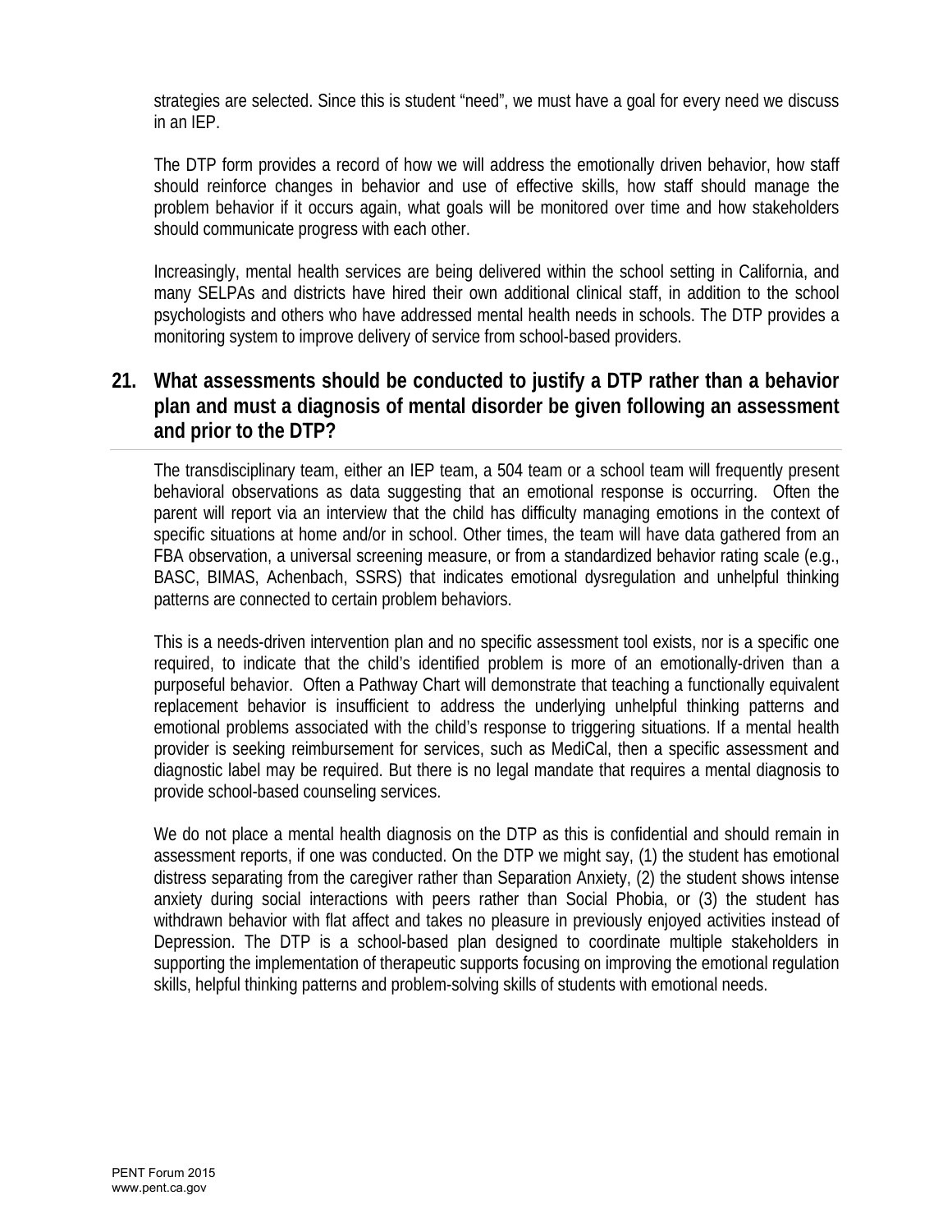strategies are selected. Since this is student "need", we must have a goal for every need we discuss in an IEP.

The DTP form provides a record of how we will address the emotionally driven behavior, how staff should reinforce changes in behavior and use of effective skills, how staff should manage the problem behavior if it occurs again, what goals will be monitored over time and how stakeholders should communicate progress with each other.

Increasingly, mental health services are being delivered within the school setting in California, and many SELPAs and districts have hired their own additional clinical staff, in addition to the school psychologists and others who have addressed mental health needs in schools. The DTP provides a monitoring system to improve delivery of service from school-based providers.

## 21. What assessments should be conducted to justify a DTP rather than a behavior plan and must a diagnosis of mental disorder be given following an assessment and prior to the DTP?

The transdisciplinary team, either an IEP team, a 504 team or a school team will frequently present behavioral observations as data suggesting that an emotional response is occurring. Often the parent will report via an interview that the child has difficulty managing emotions in the context of specific situations at home and/or in school. Other times, the team will have data gathered from an FBA observation, a universal screening measure, or from a standardized behavior rating scale (e.g., BASC, BIMAS, Achenbach, SSRS) that indicates emotional dysregulation and unhelpful thinking patterns are connected to certain problem behaviors.

This is a needs-driven intervention plan and no specific assessment tool exists, nor is a specific one required, to indicate that the child's identified problem is more of an emotionally-driven than a purposeful behavior. Often a Pathway Chart will demonstrate that teaching a functionally equivalent replacement behavior is insufficient to address the underlying unhelpful thinking patterns and emotional problems associated with the child's response to triggering situations. If a mental health provider is seeking reimbursement for services, such as MediCal, then a specific assessment and diagnostic label may be required. But there is no legal mandate that requires a mental diagnosis to provide school-based counseling services.

We do not place a mental health diagnosis on the DTP as this is confidential and should remain in assessment reports, if one was conducted. On the DTP we might say, (1) the student has emotional distress separating from the caregiver rather than Separation Anxiety, (2) the student shows intense anxiety during social interactions with peers rather than Social Phobia, or (3) the student has withdrawn behavior with flat affect and takes no pleasure in previously enjoyed activities instead of Depression. The DTP is a school-based plan designed to coordinate multiple stakeholders in supporting the implementation of therapeutic supports focusing on improving the emotional regulation skills, helpful thinking patterns and problem-solving skills of students with emotional needs.